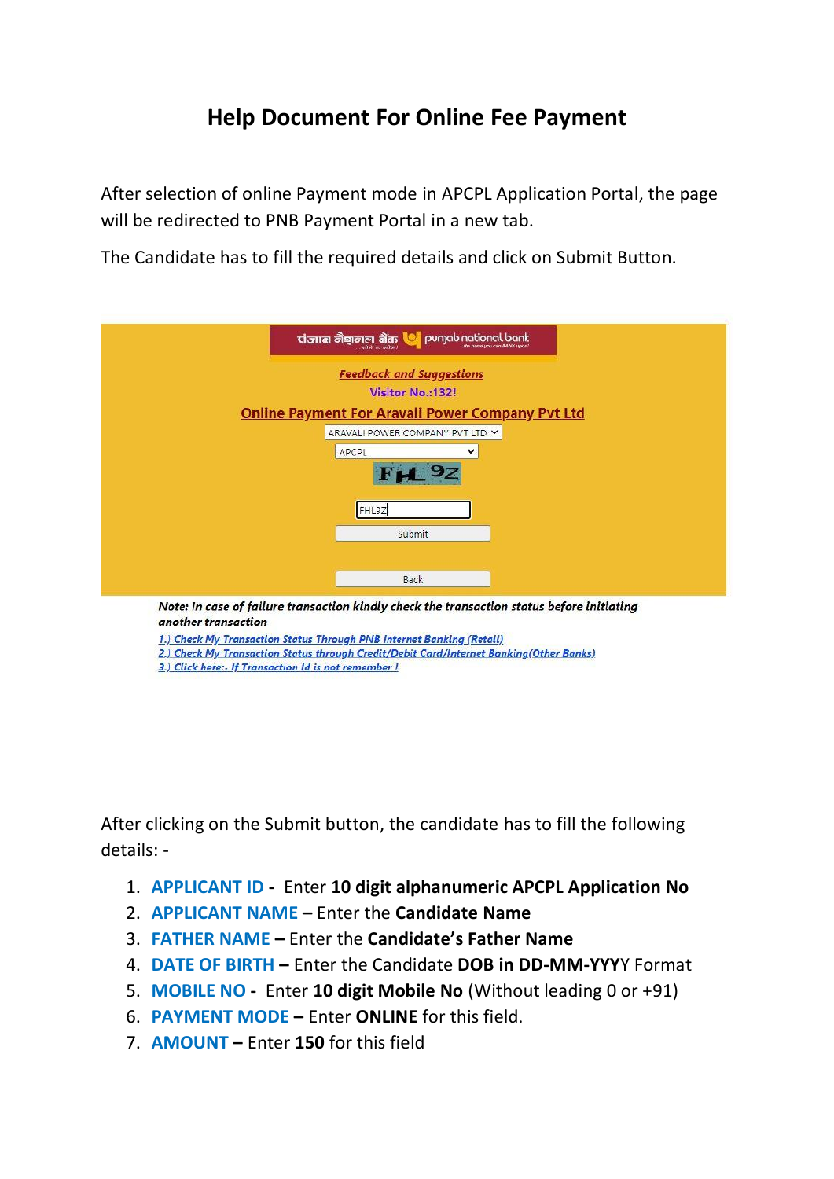# Help Document For Online Fee Payment

After selection of online Payment mode in APCPL Application Portal, the page will be redirected to PNB Payment Portal in a new tab.

The Candidate has to fill the required details and click on Submit Button.

पंजाब नैशनल बैंक punjab national bank

*Feedback and Suggestions*

**Visitor No.:132!**

**Online Payment For Aravali Power Company Pvt Ltd**

ARAVALI POWER COMPANY PVT LTD

APCPL

FHL9Z

FHL9Z

Submit

Back

***Note: In case of failure transaction kindly check the transaction status before initiating another transaction***

*1.) Check My Transaction Status Through PNB Internet Banking (Retail)*

*2.) Check My Transaction Status through Credit/Debit Card/Internet Banking(Other Banks)*

*3.) Click here:- If Transaction Id is not remember !*

After clicking on the Submit button, the candidate has to fill the following details: -

1. **APPLICANT ID -** Enter **10 digit alphanumeric APCPL Application No**
2. **APPLICANT NAME –** Enter the **Candidate Name**
3. **FATHER NAME –** Enter the **Candidate's Father Name**
4. **DATE OF BIRTH –** Enter the Candidate **DOB in DD-MM-YYY**Y Format
5. **MOBILE NO -** Enter **10 digit Mobile No** (Without leading 0 or +91)
6. **PAYMENT MODE –** Enter **ONLINE** for this field.
7. **AMOUNT –** Enter **150** for this field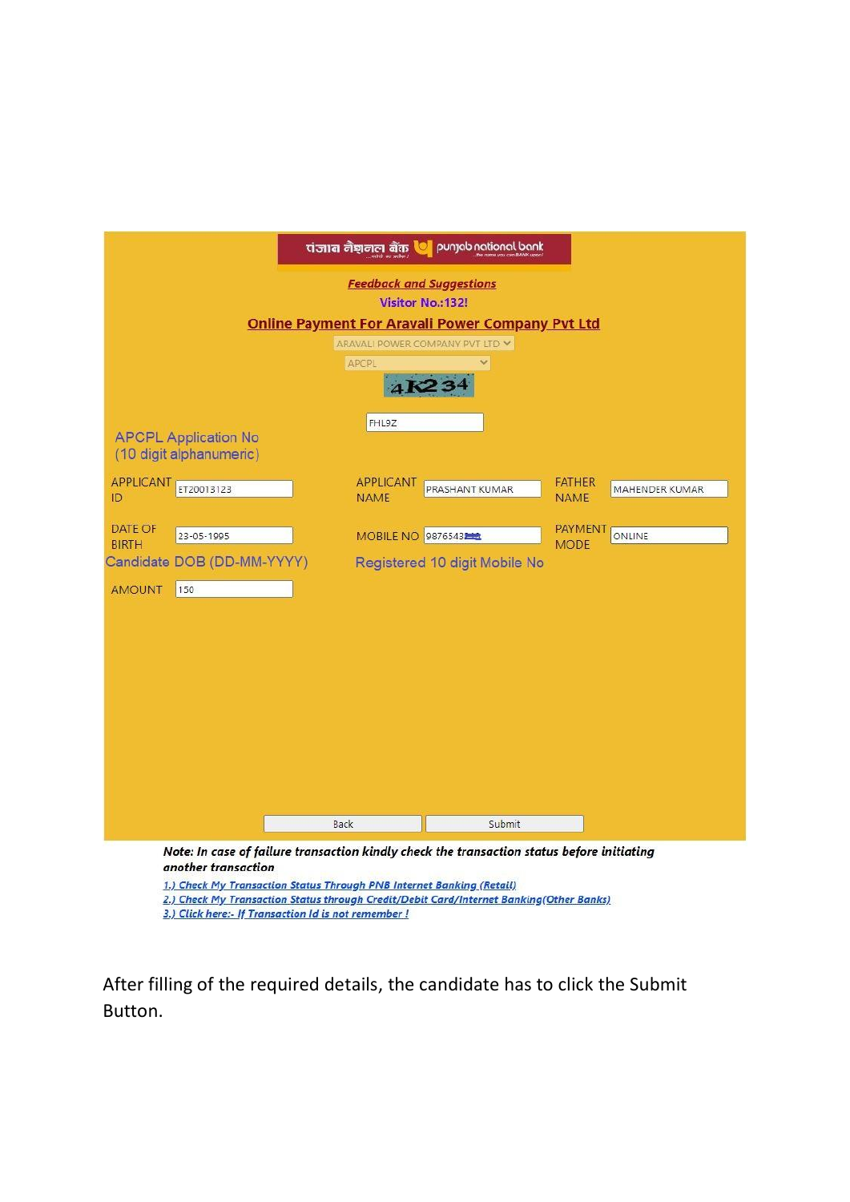पंजाब नैशनल बैंक punjab national bank

*Feedback and Suggestions*

Visitor No.:132!

**Online Payment For Aravali Power Company Pvt Ltd**

ARAVALI POWER COMPANY PVT LTD

APCPL

4K234

FHL9Z

APCPL Application No (10 digit alphanumeric)

| | | | | | |
|---|---|---|---|---|---|
| APPLICANT ID | ET20013123 | APPLICANT NAME | PRASHANT KUMAR | FATHER NAME | MAHENDER KUMAR |
| DATE OF BIRTH | 23-05-1995 | MOBILE NO | 98765432 | PAYMENT MODE | ONLINE |
| Candidate DOB (DD-MM-YYYY) | | Registered 10 digit Mobile No | | | |
| AMOUNT | 150 | | | | |

Back | Submit

***Note: In case of failure transaction kindly check the transaction status before initiating another transaction***

*1.) Check My Transaction Status Through PNB Internet Banking (Retail)*

*2.) Check My Transaction Status through Credit/Debit Card/Internet Banking(Other Banks)*

*3.) Click here:- If Transaction Id is not remember !*

After filling of the required details, the candidate has to click the Submit Button.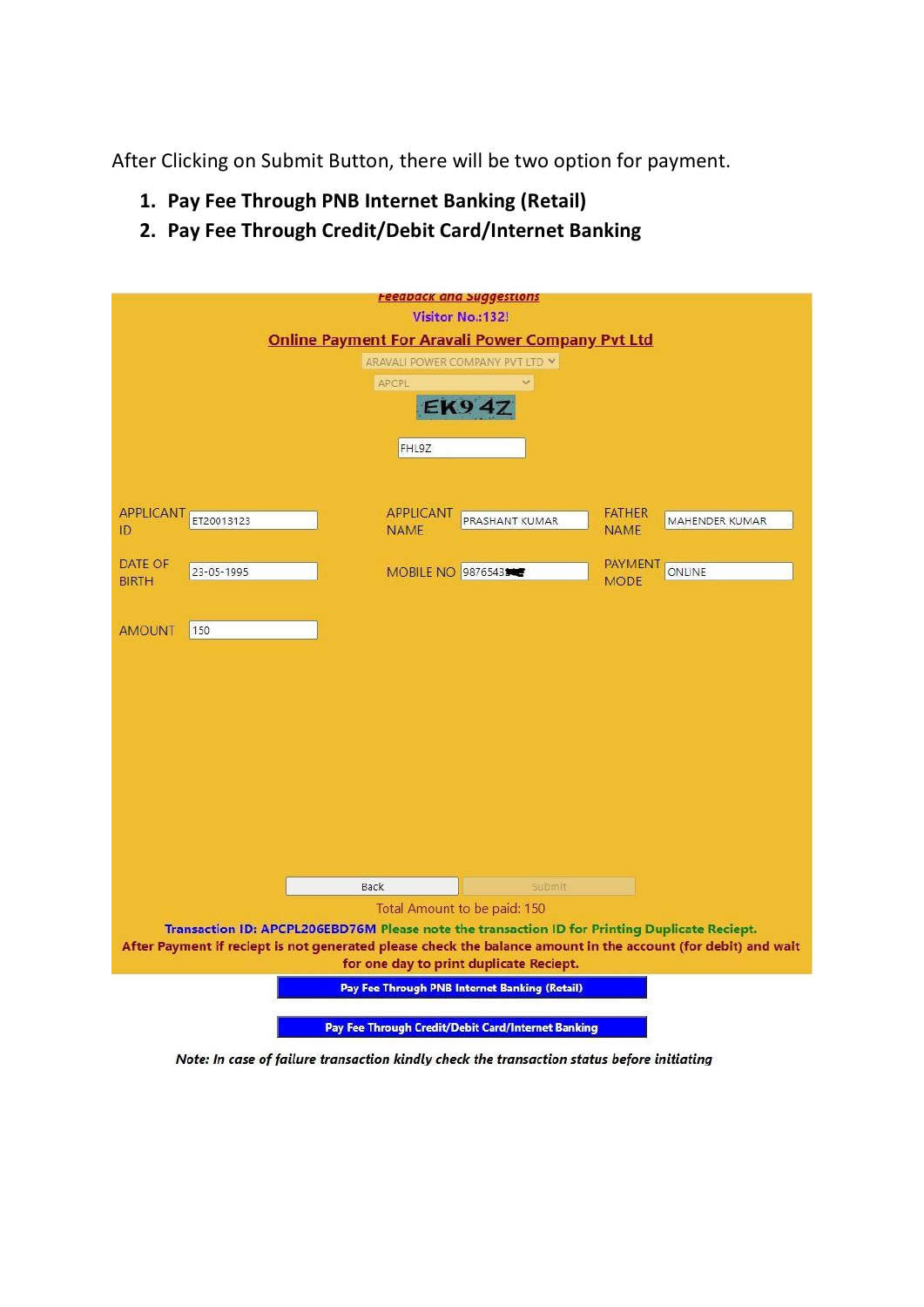After Clicking on Submit Button, there will be two option for payment.

1. **Pay Fee Through PNB Internet Banking (Retail)**
2. **Pay Fee Through Credit/Debit Card/Internet Banking**

Feedback and Suggestions

Visitor No.:132!

**Online Payment For Aravali Power Company Pvt Ltd**

ARAVALI POWER COMPANY PVT LTD

APCPL

EK94Z

FHL9Z

| | | | | | |
|---|---|---|---|---|---|
| APPLICANT ID | ET20013123 | APPLICANT NAME | PRASHANT KUMAR | FATHER NAME | MAHENDER KUMAR |
| DATE OF BIRTH | 23-05-1995 | MOBILE NO | 98765543 | PAYMENT MODE | ONLINE |
| AMOUNT | 150 | | | | |

Back | Submit

Total Amount to be paid: 150

**Transaction ID: APCPL206EBD76M Please note the transaction ID for Printing Duplicate Reciept.**

**After Payment if reciept is not generated please check the balance amount in the account (for debit) and wait for one day to print duplicate Reciept.**

**Pay Fee Through PNB Internet Banking (Retail)**

**Pay Fee Through Credit/Debit Card/Internet Banking**

*Note: In case of failure transaction kindly check the transaction status before initiating*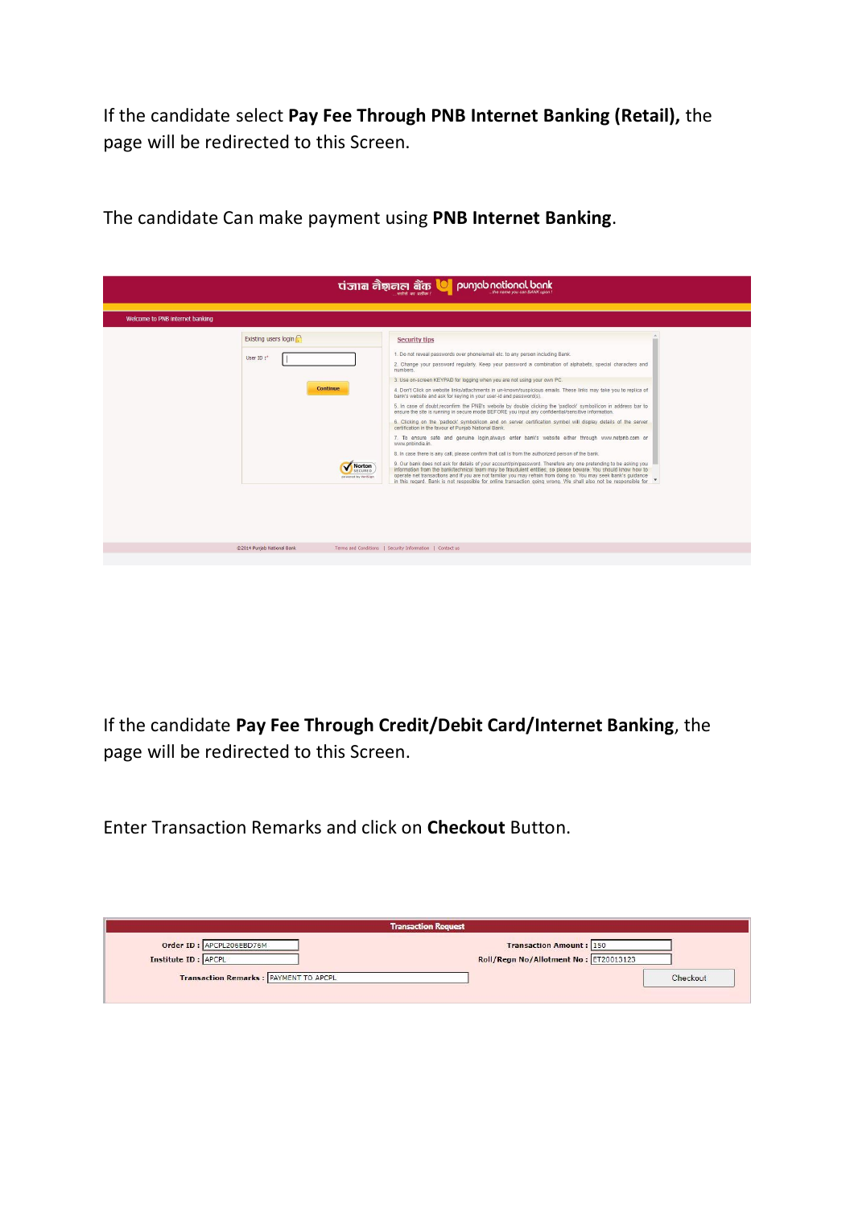If the candidate select **Pay Fee Through PNB Internet Banking (Retail),** the page will be redirected to this Screen.

The candidate Can make payment using **PNB Internet Banking**.

If the candidate **Pay Fee Through Credit/Debit Card/Internet Banking**, the page will be redirected to this Screen.

Enter Transaction Remarks and click on **Checkout** Button.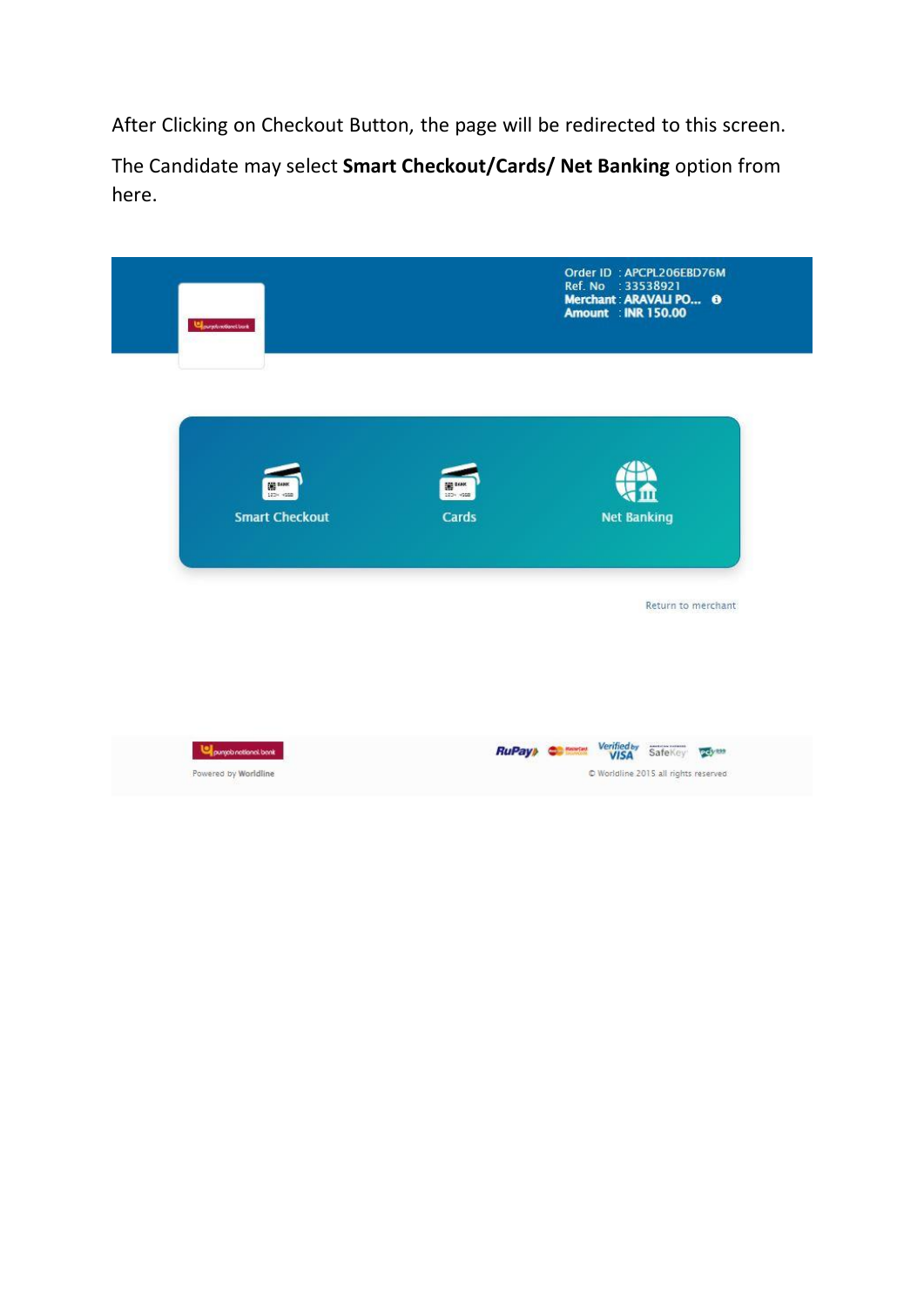After Clicking on Checkout Button, the page will be redirected to this screen.

The Candidate may select **Smart Checkout/Cards/ Net Banking** option from here.

Order ID : APCPL206EBD76M
Ref. No : 33538921
**Merchant** : **ARAVALI PO...**
**Amount** : **INR 150.00**

Smart Checkout

Cards

Net Banking

Return to merchant

Powered by **Worldline**

© Worldline 2015 all rights reserved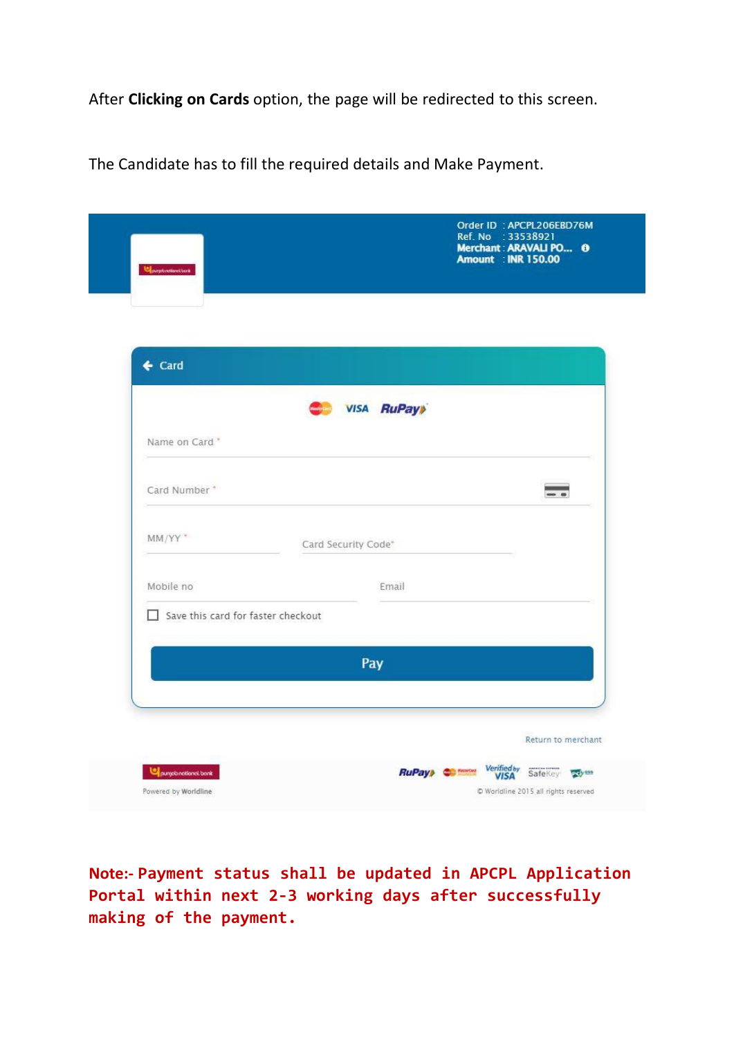After **Clicking on Cards** option, the page will be redirected to this screen.

The Candidate has to fill the required details and Make Payment.

Order ID : APCPL206EBD76M
Ref. No : 33538921
Merchant : ARAVALI PO...
Amount : INR 150.00

Card

Name on Card *

Card Number *

MM/YY *

Card Security Code*

Mobile no

Email

Save this card for faster checkout

Pay

Return to merchant

Powered by Worldline

© Worldline 2015 all rights reserved

**Note:- Payment status shall be updated in APCPL Application Portal within next 2-3 working days after successfully making of the payment.**